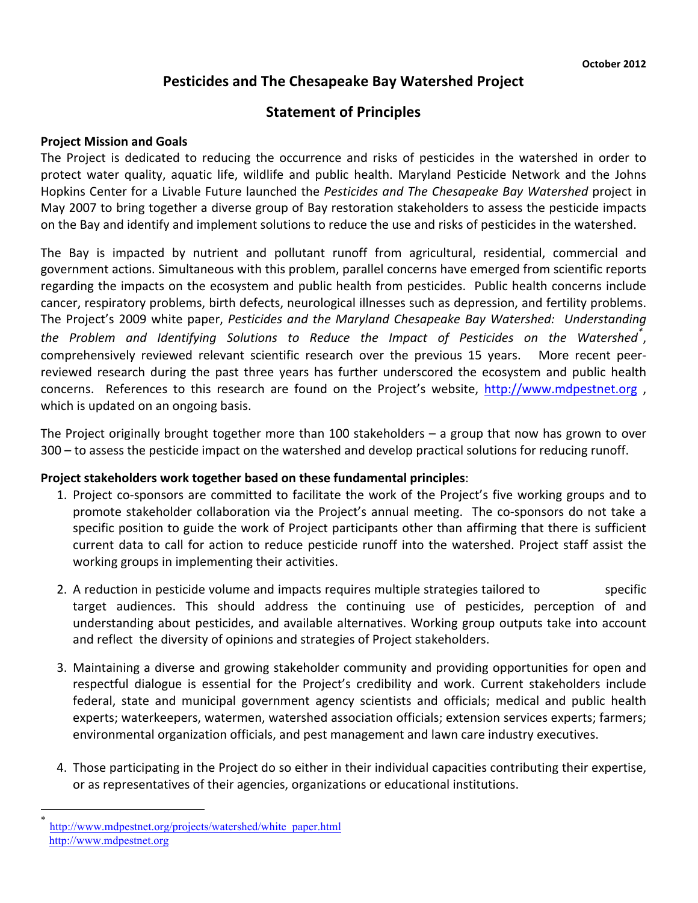October 2012

# Pesticides and The Chesapeake Bay Watershed Project

## Statement of Principles

**Project Mission and Goals**

The Project is dedicated to reducing the occurrence and risks of pesticides in the watershed in order to protect water quality, aquatic life, wildlife and public health. Maryland Pesticide Network and the Johns Hopkins Center for a Livable Future launched the *Pesticides and The Chesapeake Bay Watershed* project in May 2007 to bring together a diverse group of Bay restoration stakeholders to assess the pesticide impacts on the Bay and identify and implement solutions to reduce the use and risks of pesticides in the watershed.

The Bay is impacted by nutrient and pollutant runoff from agricultural, residential, commercial and government actions. Simultaneous with this problem, parallel concerns have emerged from scientific reports regarding the impacts on the ecosystem and public health from pesticides. Public health concerns include cancer, respiratory problems, birth defects, neurological illnesses such as depression, and fertility problems. The Project's 2009 white paper, *Pesticides and the Maryland Chesapeake Bay Watershed: Understanding the Problem and Identifying Solutions to Reduce the Impact of Pesticides on the Watershed*[*], comprehensively reviewed relevant scientific research over the previous 15 years. More recent peer-reviewed research during the past three years has further underscored the ecosystem and public health concerns. References to this research are found on the Project's website, http://www.mdpestnet.org , which is updated on an ongoing basis.

The Project originally brought together more than 100 stakeholders – a group that now has grown to over 300 – to assess the pesticide impact on the watershed and develop practical solutions for reducing runoff.

**Project stakeholders work together based on these fundamental principles**:

1. Project co-sponsors are committed to facilitate the work of the Project's five working groups and to promote stakeholder collaboration via the Project's annual meeting. The co-sponsors do not take a specific position to guide the work of Project participants other than affirming that there is sufficient current data to call for action to reduce pesticide runoff into the watershed. Project staff assist the working groups in implementing their activities.

2. A reduction in pesticide volume and impacts requires multiple strategies tailored to specific target audiences. This should address the continuing use of pesticides, perception of and understanding about pesticides, and available alternatives. Working group outputs take into account and reflect the diversity of opinions and strategies of Project stakeholders.

3. Maintaining a diverse and growing stakeholder community and providing opportunities for open and respectful dialogue is essential for the Project's credibility and work. Current stakeholders include federal, state and municipal government agency scientists and officials; medical and public health experts; waterkeepers, watermen, watershed association officials; extension services experts; farmers; environmental organization officials, and pest management and lawn care industry executives.

4. Those participating in the Project do so either in their individual capacities contributing their expertise, or as representatives of their agencies, organizations or educational institutions.

---

[*] http://www.mdpestnet.org/projects/watershed/white_paper.html
http://www.mdpestnet.org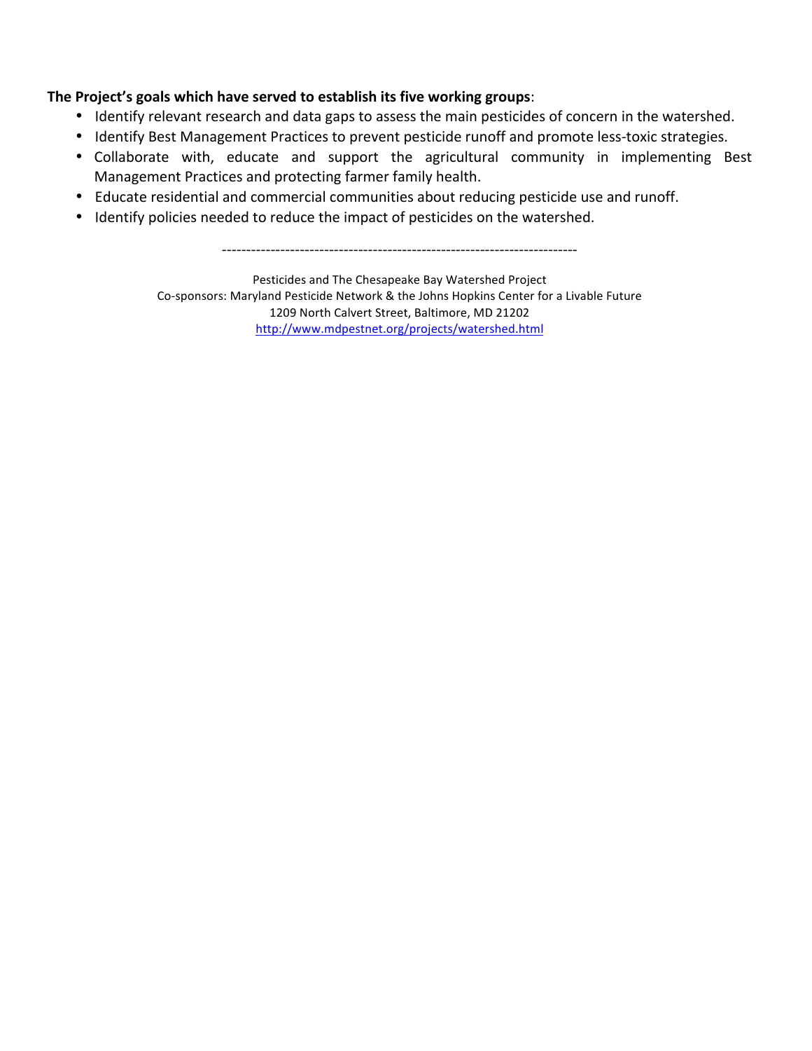**The Project's goals which have served to establish its five working groups**:

- Identify relevant research and data gaps to assess the main pesticides of concern in the watershed.
- Identify Best Management Practices to prevent pesticide runoff and promote less-toxic strategies.
- Collaborate with, educate and support the agricultural community in implementing Best Management Practices and protecting farmer family health.
- Educate residential and commercial communities about reducing pesticide use and runoff.
- Identify policies needed to reduce the impact of pesticides on the watershed.

------------------------------------------------------------------------

Pesticides and The Chesapeake Bay Watershed Project
Co-sponsors: Maryland Pesticide Network & the Johns Hopkins Center for a Livable Future
1209 North Calvert Street, Baltimore, MD 21202
http://www.mdpestnet.org/projects/watershed.html